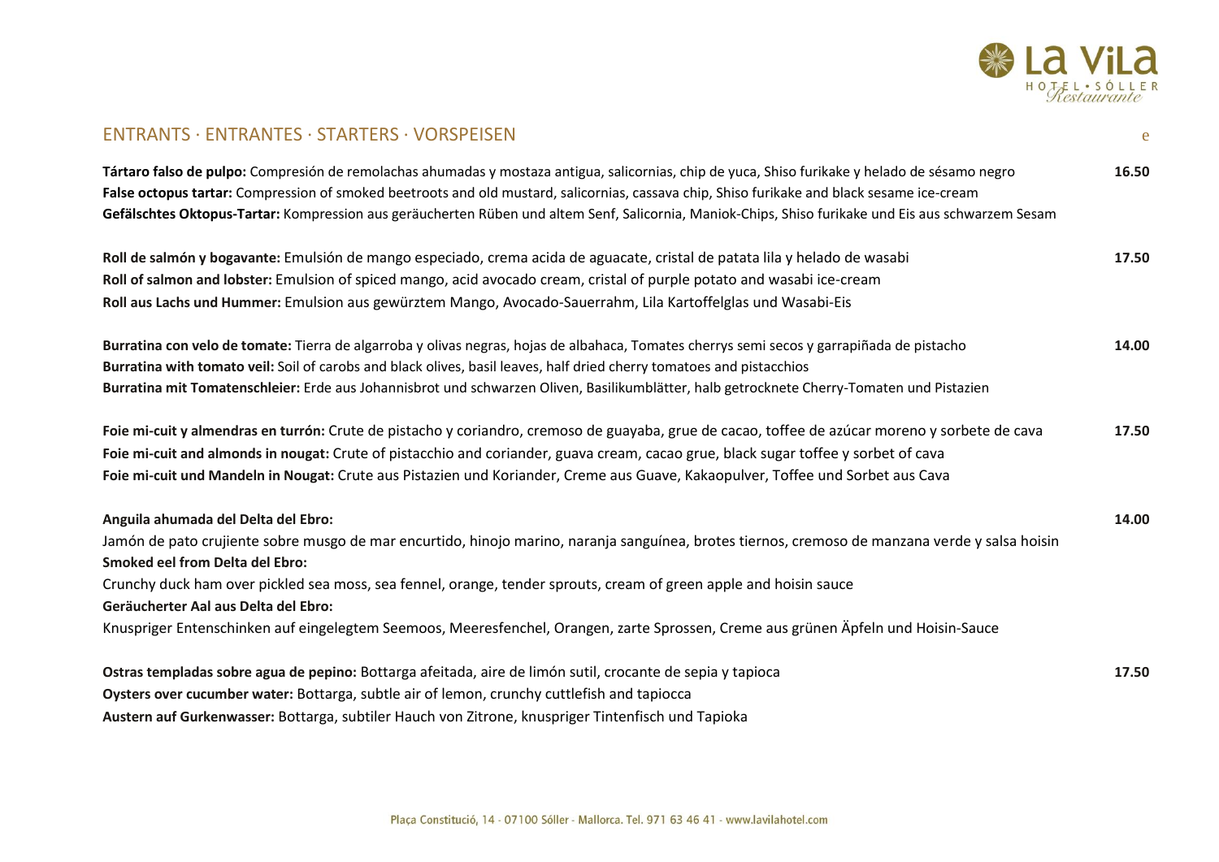## ENTRANTS · ENTRANTES · STARTERS · VORSPEISEN

e

**Tártaro falso de pulpo:** Compresión de remolachas ahumadas y mostaza antigua, salicornias, chip de yuca, Shiso furikake y helado de sésamo negro — **16.50**
**False octopus tartar:** Compression of smoked beetroots and old mustard, salicornias, cassava chip, Shiso furikake and black sesame ice-cream
**Gefälschtes Oktopus-Tartar:** Kompression aus geräucherten Rüben und altem Senf, Salicornia, Maniok-Chips, Shiso furikake und Eis aus schwarzem Sesam

**Roll de salmón y bogavante:** Emulsión de mango especiado, crema acida de aguacate, cristal de patata lila y helado de wasabi — **17.50**
**Roll of salmon and lobster:** Emulsion of spiced mango, acid avocado cream, cristal of purple potato and wasabi ice-cream
**Roll aus Lachs und Hummer:** Emulsion aus gewürztem Mango, Avocado-Sauerrahm, Lila Kartoffelglas und Wasabi-Eis

**Burratina con velo de tomate:** Tierra de algarroba y olivas negras, hojas de albahaca, Tomates cherrys semi secos y garrapiñada de pistacho — **14.00**
**Burratina with tomato veil:** Soil of carobs and black olives, basil leaves, half dried cherry tomatoes and pistacchios
**Burratina mit Tomatenschleier:** Erde aus Johannisbrot und schwarzen Oliven, Basilikumblätter, halb getrocknete Cherry-Tomaten und Pistazien

**Foie mi-cuit y almendras en turrón:** Crute de pistacho y coriandro, cremoso de guayaba, grue de cacao, toffee de azúcar moreno y sorbete de cava — **17.50**
**Foie mi-cuit and almonds in nougat:** Crute of pistacchio and coriander, guava cream, cacao grue, black sugar toffee y sorbet of cava
**Foie mi-cuit und Mandeln in Nougat:** Crute aus Pistazien und Koriander, Creme aus Guave, Kakaopulver, Toffee und Sorbet aus Cava

**Anguila ahumada del Delta del Ebro:** — **14.00**
Jamón de pato crujiente sobre musgo de mar encurtido, hinojo marino, naranja sanguínea, brotes tiernos, cremoso de manzana verde y salsa hoisin
**Smoked eel from Delta del Ebro:**
Crunchy duck ham over pickled sea moss, sea fennel, orange, tender sprouts, cream of green apple and hoisin sauce
**Geräucherter Aal aus Delta del Ebro:**
Knuspriger Entenschinken auf eingelegtem Seemoos, Meeresfenchel, Orangen, zarte Sprossen, Creme aus grünen Äpfeln und Hoisin-Sauce

**Ostras templadas sobre agua de pepino:** Bottarga afeitada, aire de limón sutil, crocante de sepia y tapioca — **17.50**
**Oysters over cucumber water:** Bottarga, subtle air of lemon, crunchy cuttlefish and tapiocca
**Austern auf Gurkenwasser:** Bottarga, subtiler Hauch von Zitrone, knuspriger Tintenfisch und Tapioka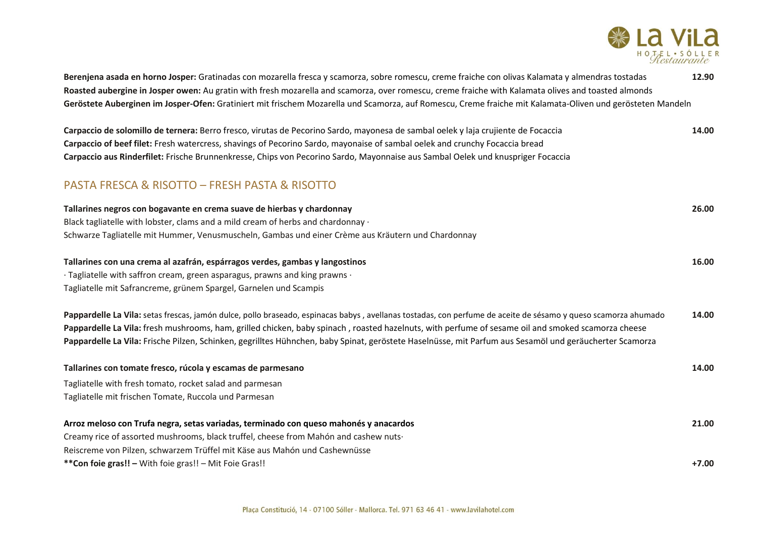**Berenjena asada en horno Josper:** Gratinadas con mozarella fresca y scamorza, sobre romescu, creme fraiche con olivas Kalamata y almendras tostadas **12.90**
**Roasted aubergine in Josper owen:** Au gratin with fresh mozarella and scamorza, over romescu, creme fraiche with Kalamata olives and toasted almonds
**Geröstete Auberginen im Josper-Ofen:** Gratiniert mit frischem Mozarella und Scamorza, auf Romescu, Creme fraiche mit Kalamata-Oliven und gerösteten Mandeln

**Carpaccio de solomillo de ternera:** Berro fresco, virutas de Pecorino Sardo, mayonesa de sambal oelek y laja crujiente de Focaccia **14.00**
**Carpaccio of beef filet:** Fresh watercress, shavings of Pecorino Sardo, mayonaise of sambal oelek and crunchy Focaccia bread
**Carpaccio aus Rinderfilet:** Frische Brunnenkresse, Chips von Pecorino Sardo, Mayonnaise aus Sambal Oelek und knuspriger Focaccia

## PASTA FRESCA & RISOTTO – FRESH PASTA & RISOTTO

**Tallarines negros con bogavante en crema suave de hierbas y chardonnay** **26.00**
Black tagliatelle with lobster, clams and a mild cream of herbs and chardonnay ·
Schwarze Tagliatelle mit Hummer, Venusmuscheln, Gambas und einer Crème aus Kräutern und Chardonnay

**Tallarines con una crema al azafrán, espárragos verdes, gambas y langostinos** **16.00**
· Tagliatelle with saffron cream, green asparagus, prawns and king prawns ·
Tagliatelle mit Safrancreme, grünem Spargel, Garnelen und Scampis

**Pappardelle La Vila:** setas frescas, jamón dulce, pollo braseado, espinacas babys , avellanas tostadas, con perfume de aceite de sésamo y queso scamorza ahumado **14.00**
**Pappardelle La Vila:** fresh mushrooms, ham, grilled chicken, baby spinach , roasted hazelnuts, with perfume of sesame oil and smoked scamorza cheese
**Pappardelle La Vila:** Frische Pilzen, Schinken, gegrilltes Hühnchen, baby Spinat, geröstete Haselnüsse, mit Parfum aus Sesamöl und geräucherter Scamorza

**Tallarines con tomate fresco, rúcola y escamas de parmesano** **14.00**
Tagliatelle with fresh tomato, rocket salad and parmesan
Tagliatelle mit frischen Tomate, Ruccola und Parmesan

**Arroz meloso con Trufa negra, setas variadas, terminado con queso mahonés y anacardos** **21.00**
Creamy rice of assorted mushrooms, black truffel, cheese from Mahón and cashew nuts·
Reiscreme von Pilzen, schwarzem Trüffel mit Käse aus Mahón und Cashewnüsse
**\*\*Con foie gras!! –** With foie gras!! – Mit Foie Gras!! **+7.00**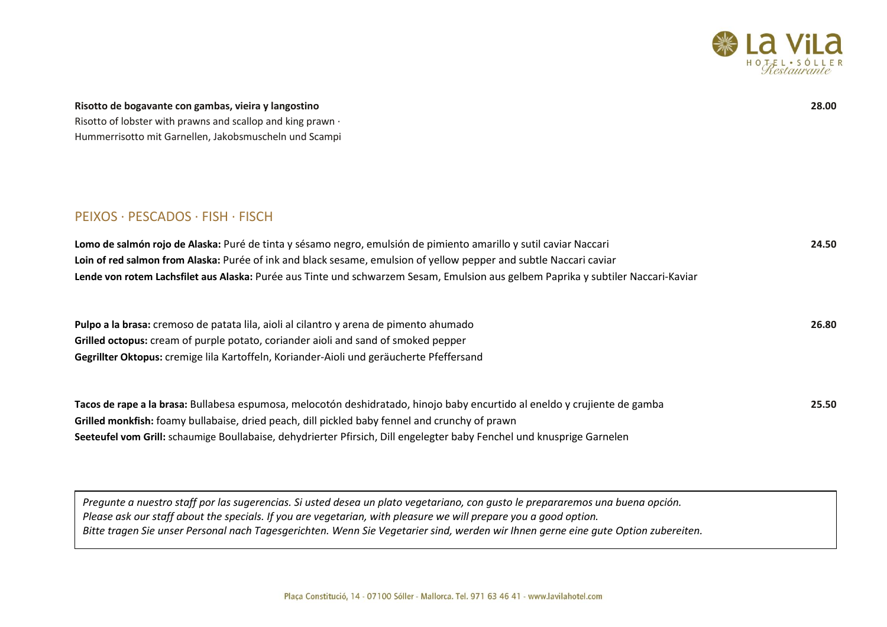**Risotto de bogavante con gambas, vieira y langostino** **28.00**

Risotto of lobster with prawns and scallop and king prawn ·
Hummerrisotto mit Garnellen, Jakobsmuscheln und Scampi

## PEIXOS · PESCADOS · FISH · FISCH

**Lomo de salmón rojo de Alaska:** Puré de tinta y sésamo negro, emulsión de pimiento amarillo y sutil caviar Naccari **24.50**
**Loin of red salmon from Alaska:** Purée of ink and black sesame, emulsion of yellow pepper and subtle Naccari caviar
**Lende von rotem Lachsfilet aus Alaska:** Purée aus Tinte und schwarzem Sesam, Emulsion aus gelbem Paprika y subtiler Naccari-Kaviar

**Pulpo a la brasa:** cremoso de patata lila, aioli al cilantro y arena de pimento ahumado **26.80**
**Grilled octopus:** cream of purple potato, coriander aioli and sand of smoked pepper
**Gegrillter Oktopus:** cremige lila Kartoffeln, Koriander-Aioli und geräucherte Pfeffersand

**Tacos de rape a la brasa:** Bullabesa espumosa, melocotón deshidratado, hinojo baby encurtido al eneldo y crujiente de gamba **25.50**
**Grilled monkfish:** foamy bullabaise, dried peach, dill pickled baby fennel and crunchy of prawn
**Seeteufel vom Grill:** schaumige Boullabaise, dehydrierter Pfirsich, Dill engelegter baby Fenchel und knusprige Garnelen

*Pregunte a nuestro staff por las sugerencias. Si usted desea un plato vegetariano, con gusto le prepararemos una buena opción.*
*Please ask our staff about the specials. If you are vegetarian, with pleasure we will prepare you a good option.*
*Bitte tragen Sie unser Personal nach Tagesgerichten. Wenn Sie Vegetarier sind, werden wir Ihnen gerne eine gute Option zubereiten.*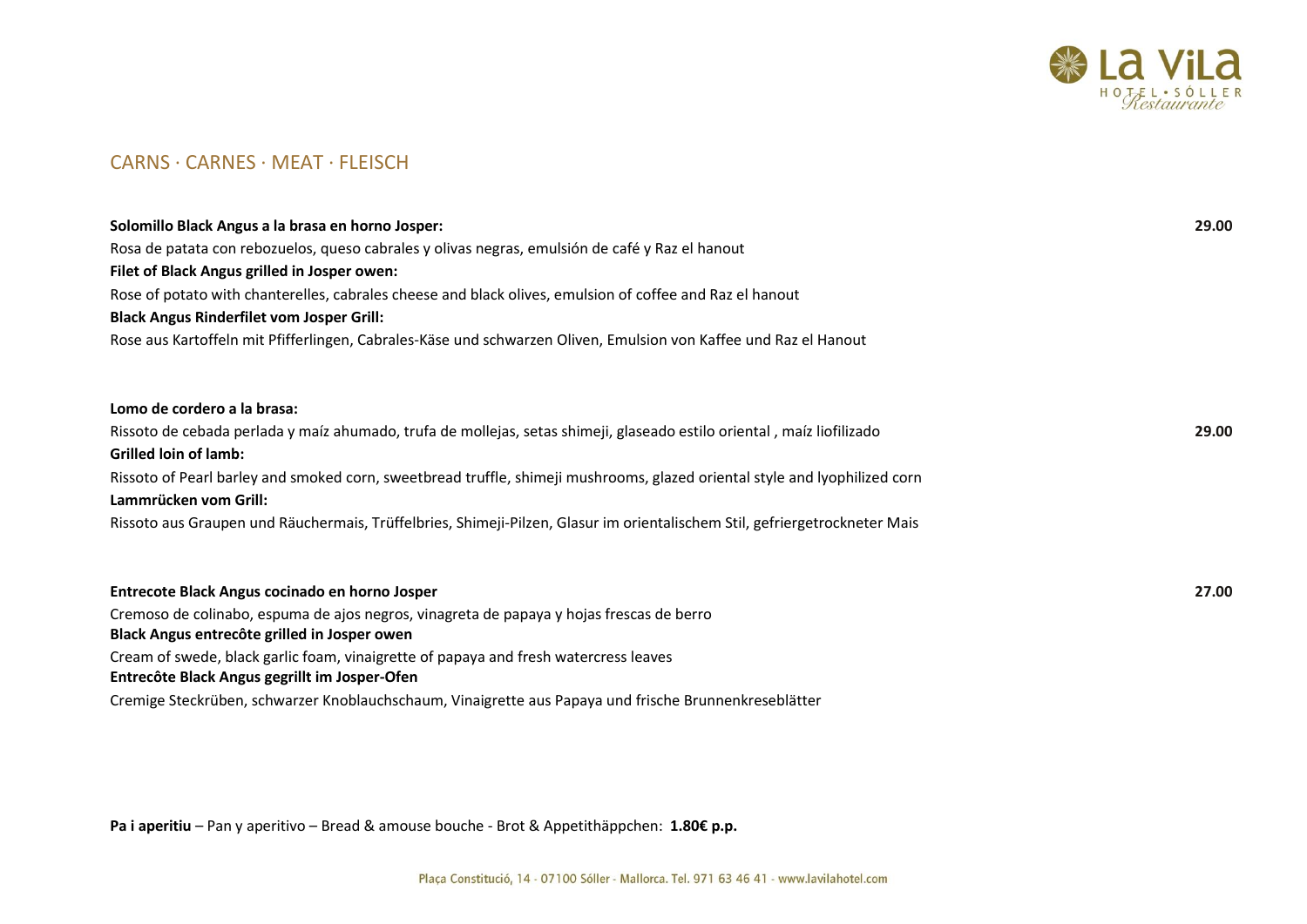## CARNS · CARNES · MEAT · FLEISCH

**Solomillo Black Angus a la brasa en horno Josper:** **29.00**
Rosa de patata con rebozuelos, queso cabrales y olivas negras, emulsión de café y Raz el hanout
**Filet of Black Angus grilled in Josper owen:**
Rose of potato with chanterelles, cabrales cheese and black olives, emulsion of coffee and Raz el hanout
**Black Angus Rinderfilet vom Josper Grill:**
Rose aus Kartoffeln mit Pfifferlingen, Cabrales-Käse und schwarzen Oliven, Emulsion von Kaffee und Raz el Hanout

**Lomo de cordero a la brasa:**
Rissoto de cebada perlada y maíz ahumado, trufa de mollejas, setas shimeji, glaseado estilo oriental , maíz liofilizado **29.00**
**Grilled loin of lamb:**
Rissoto of Pearl barley and smoked corn, sweetbread truffle, shimeji mushrooms, glazed oriental style and lyophilized corn
**Lammrücken vom Grill:**
Rissoto aus Graupen und Räuchermais, Trüffelbries, Shimeji-Pilzen, Glasur im orientalischem Stil, gefriergetrockneter Mais

**Entrecote Black Angus cocinado en horno Josper** **27.00**
Cremoso de colinabo, espuma de ajos negros, vinagreta de papaya y hojas frescas de berro
**Black Angus entrecôte grilled in Josper owen**
Cream of swede, black garlic foam, vinaigrette of papaya and fresh watercress leaves
**Entrecôte Black Angus gegrillt im Josper-Ofen**
Cremige Steckrüben, schwarzer Knoblauchschaum, Vinaigrette aus Papaya und frische Brunnenkreseblätter

**Pa i aperitiu** – Pan y aperitivo – Bread & amouse bouche - Brot & Appetithäppchen: **1.80€ p.p.**